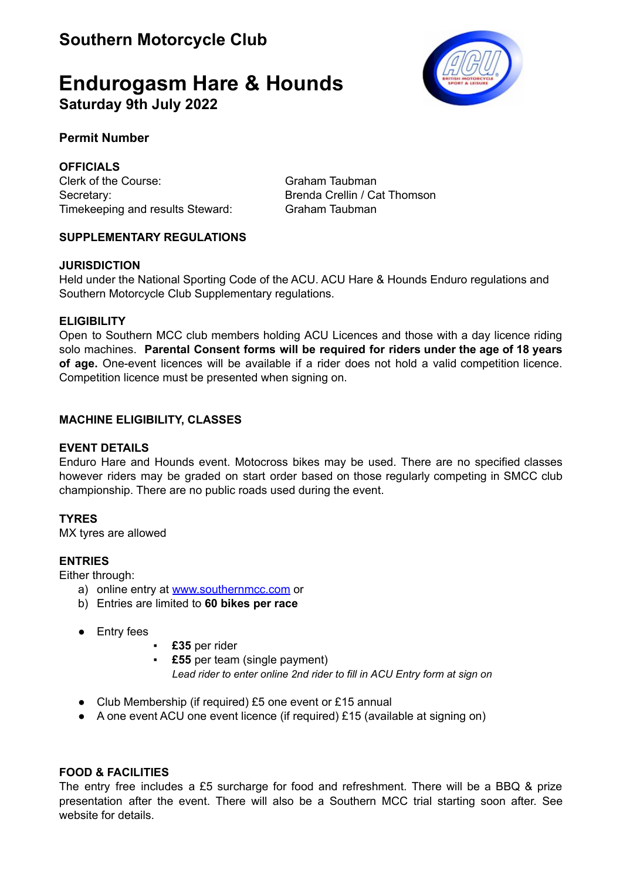# Southern Motorcycle Club

# Endurogasm Hare & Hounds

**Saturday 9th July 2022**

**Permit Number**

**OFFICIALS**

Clerk of the Course: Graham Taubman
Secretary: Brenda Crellin / Cat Thomson
Timekeeping and results Steward: Graham Taubman

**SUPPLEMENTARY REGULATIONS**

**JURISDICTION**

Held under the National Sporting Code of the ACU. ACU Hare & Hounds Enduro regulations and Southern Motorcycle Club Supplementary regulations.

**ELIGIBILITY**

Open to Southern MCC club members holding ACU Licences and those with a day licence riding solo machines. **Parental Consent forms will be required for riders under the age of 18 years of age.** One-event licences will be available if a rider does not hold a valid competition licence. Competition licence must be presented when signing on.

**MACHINE ELIGIBILITY, CLASSES**

**EVENT DETAILS**

Enduro Hare and Hounds event. Motocross bikes may be used. There are no specified classes however riders may be graded on start order based on those regularly competing in SMCC club championship. There are no public roads used during the event.

**TYRES**

MX tyres are allowed

**ENTRIES**

Either through:

a) online entry at [www.southernmcc.com](www.southernmcc.com) or
b) Entries are limited to **60 bikes per race**

- Entry fees
  - **£35** per rider
  - **£55** per team (single payment)
    *Lead rider to enter online 2nd rider to fill in ACU Entry form at sign on*

- Club Membership (if required) £5 one event or £15 annual
- A one event ACU one event licence (if required) £15 (available at signing on)

**FOOD & FACILITIES**

The entry free includes a £5 surcharge for food and refreshment. There will be a BBQ & prize presentation after the event. There will also be a Southern MCC trial starting soon after. See website for details.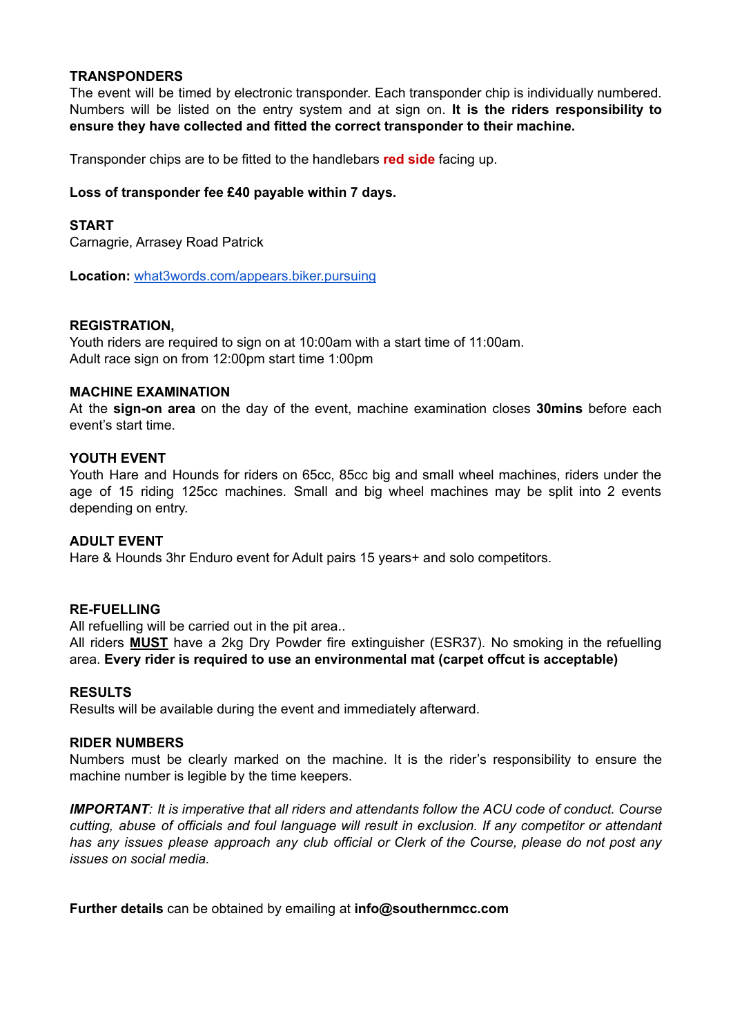## TRANSPONDERS

The event will be timed by electronic transponder. Each transponder chip is individually numbered. Numbers will be listed on the entry system and at sign on. **It is the riders responsibility to ensure they have collected and fitted the correct transponder to their machine.**

Transponder chips are to be fitted to the handlebars **red side** facing up.

**Loss of transponder fee £40 payable within 7 days.**

## START

Carnagrie, Arrasey Road Patrick

**Location:** [what3words.com/appears.biker.pursuing](https://what3words.com/appears.biker.pursuing)

## REGISTRATION,

Youth riders are required to sign on at 10:00am with a start time of 11:00am.
Adult race sign on from 12:00pm start time 1:00pm

## MACHINE EXAMINATION

At the **sign-on area** on the day of the event, machine examination closes **30mins** before each event's start time.

## YOUTH EVENT

Youth Hare and Hounds for riders on 65cc, 85cc big and small wheel machines, riders under the age of 15 riding 125cc machines. Small and big wheel machines may be split into 2 events depending on entry.

## ADULT EVENT

Hare & Hounds 3hr Enduro event for Adult pairs 15 years+ and solo competitors.

## RE-FUELLING

All refuelling will be carried out in the pit area..
All riders **MUST** have a 2kg Dry Powder fire extinguisher (ESR37). No smoking in the refuelling area. **Every rider is required to use an environmental mat (carpet offcut is acceptable)**

## RESULTS

Results will be available during the event and immediately afterward.

## RIDER NUMBERS

Numbers must be clearly marked on the machine. It is the rider's responsibility to ensure the machine number is legible by the time keepers.

***IMPORTANT**: It is imperative that all riders and attendants follow the ACU code of conduct. Course cutting, abuse of officials and foul language will result in exclusion. If any competitor or attendant has any issues please approach any club official or Clerk of the Course, please do not post any issues on social media.*

**Further details** can be obtained by emailing at **info@southernmcc.com**